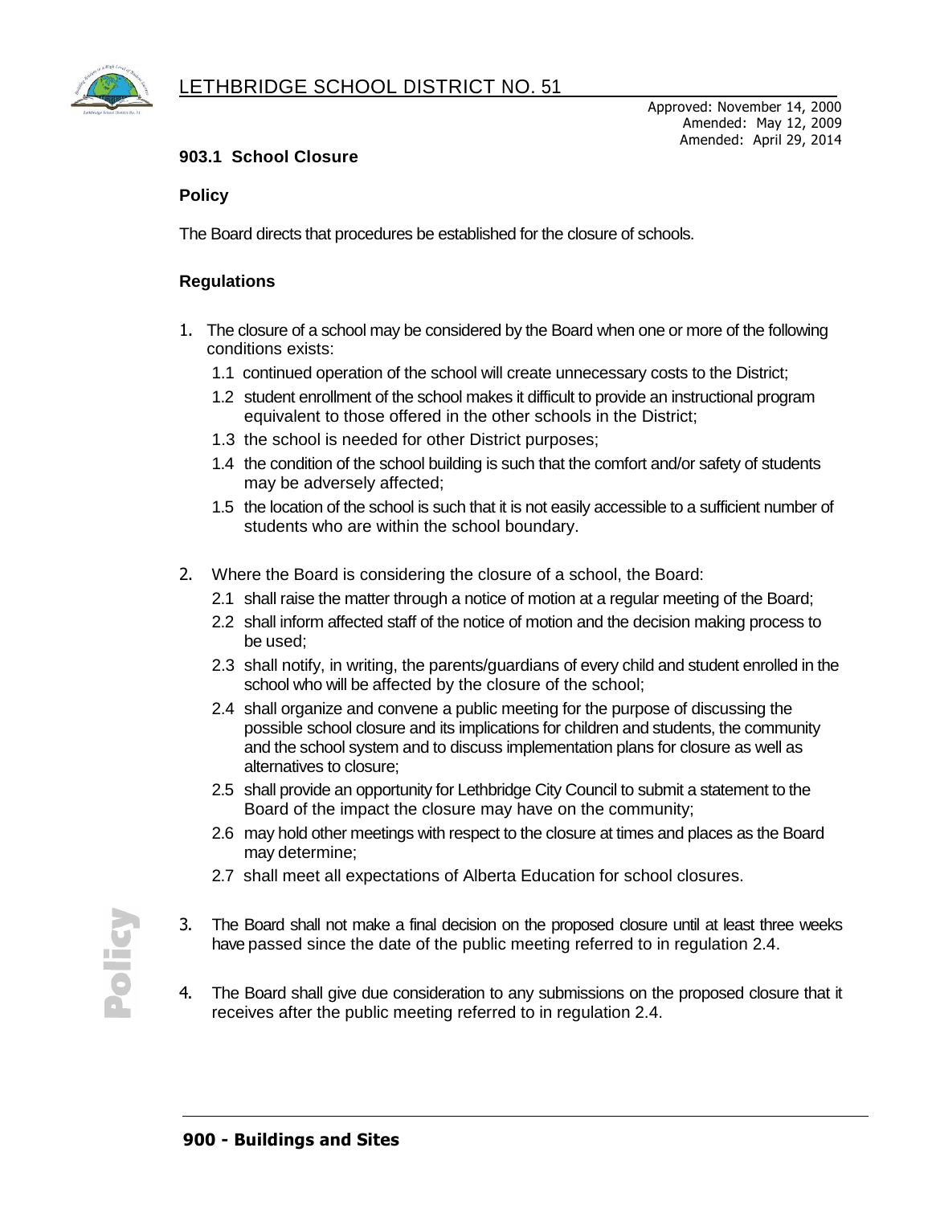LETHBRIDGE SCHOOL DISTRICT NO. 51

Approved: November 14, 2000
Amended: May 12, 2009
Amended: April 29, 2014

## 903.1 School Closure

### Policy

The Board directs that procedures be established for the closure of schools.

### Regulations

1. The closure of a school may be considered by the Board when one or more of the following conditions exists:
   - 1.1 continued operation of the school will create unnecessary costs to the District;
   - 1.2 student enrollment of the school makes it difficult to provide an instructional program equivalent to those offered in the other schools in the District;
   - 1.3 the school is needed for other District purposes;
   - 1.4 the condition of the school building is such that the comfort and/or safety of students may be adversely affected;
   - 1.5 the location of the school is such that it is not easily accessible to a sufficient number of students who are within the school boundary.

2. Where the Board is considering the closure of a school, the Board:
   - 2.1 shall raise the matter through a notice of motion at a regular meeting of the Board;
   - 2.2 shall inform affected staff of the notice of motion and the decision making process to be used;
   - 2.3 shall notify, in writing, the parents/guardians of every child and student enrolled in the school who will be affected by the closure of the school;
   - 2.4 shall organize and convene a public meeting for the purpose of discussing the possible school closure and its implications for children and students, the community and the school system and to discuss implementation plans for closure as well as alternatives to closure;
   - 2.5 shall provide an opportunity for Lethbridge City Council to submit a statement to the Board of the impact the closure may have on the community;
   - 2.6 may hold other meetings with respect to the closure at times and places as the Board may determine;
   - 2.7 shall meet all expectations of Alberta Education for school closures.

3. The Board shall not make a final decision on the proposed closure until at least three weeks have passed since the date of the public meeting referred to in regulation 2.4.

4. The Board shall give due consideration to any submissions on the proposed closure that it receives after the public meeting referred to in regulation 2.4.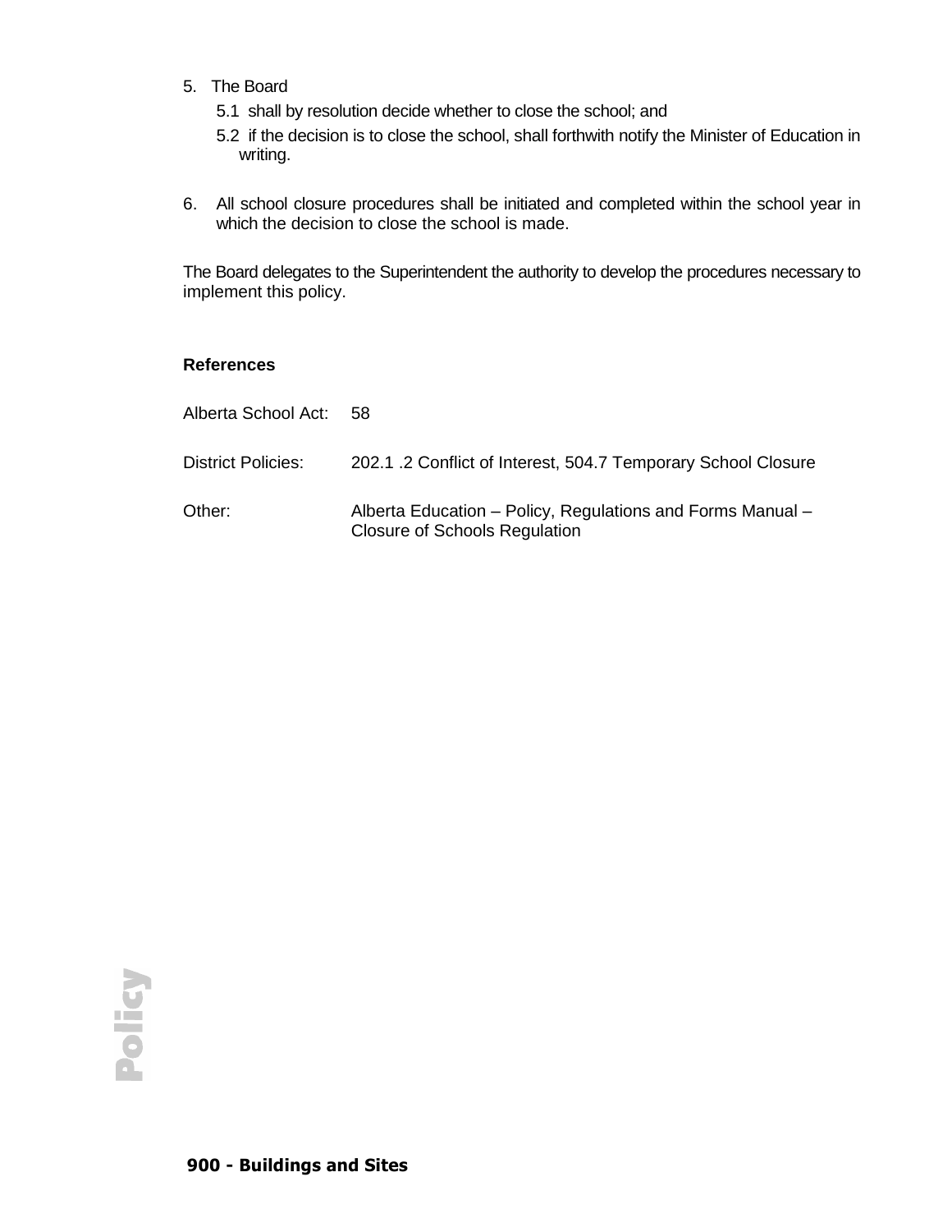5. The Board
    5.1 shall by resolution decide whether to close the school; and
    5.2 if the decision is to close the school, shall forthwith notify the Minister of Education in writing.

6. All school closure procedures shall be initiated and completed within the school year in which the decision to close the school is made.

The Board delegates to the Superintendent the authority to develop the procedures necessary to implement this policy.

**References**

| | |
|---|---|
| Alberta School Act: | 58 |
| District Policies: | 202.1 .2 Conflict of Interest, 504.7 Temporary School Closure |
| Other: | Alberta Education – Policy, Regulations and Forms Manual – Closure of Schools Regulation |